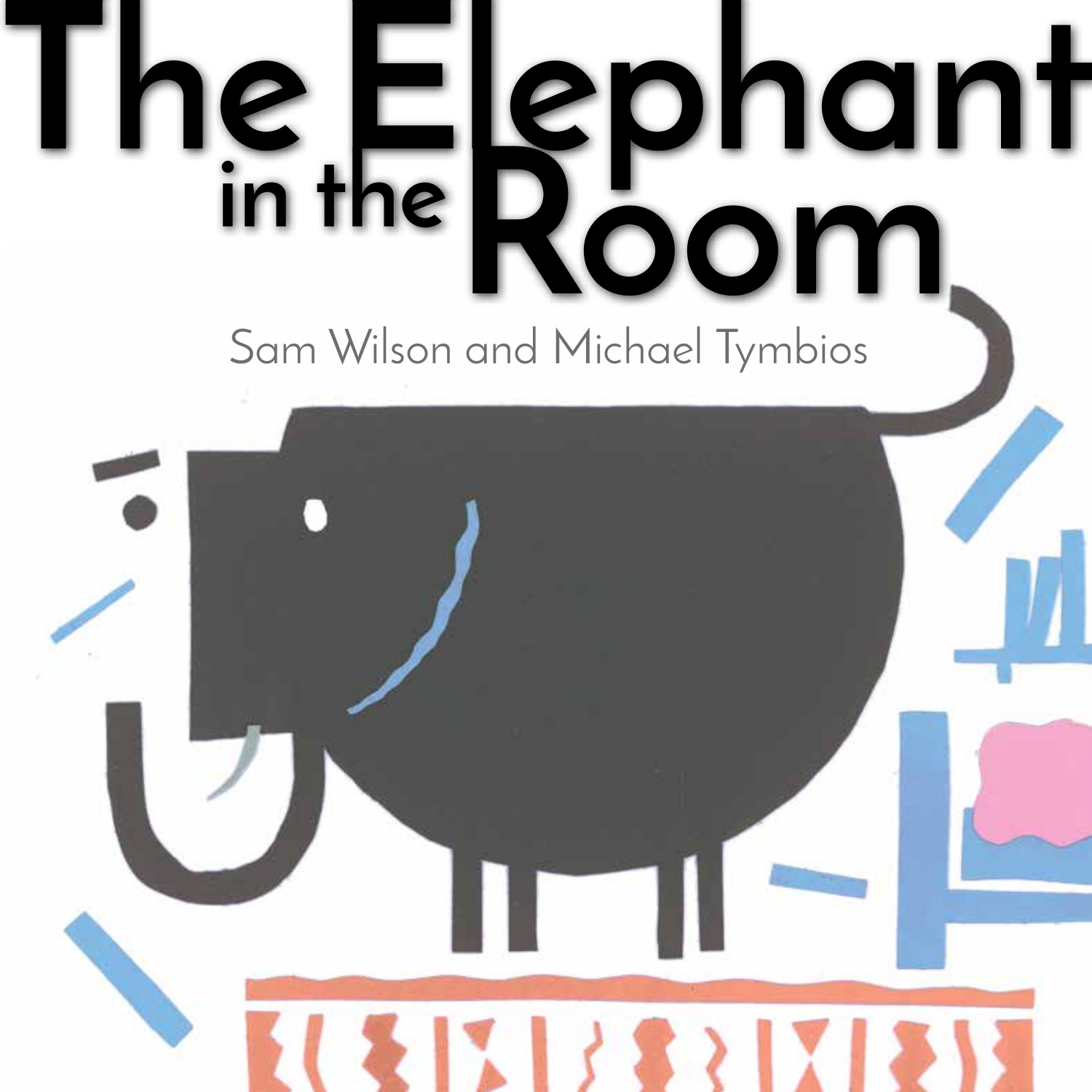# The Elephant in the Room

Sam Wilson and Michael Tymbios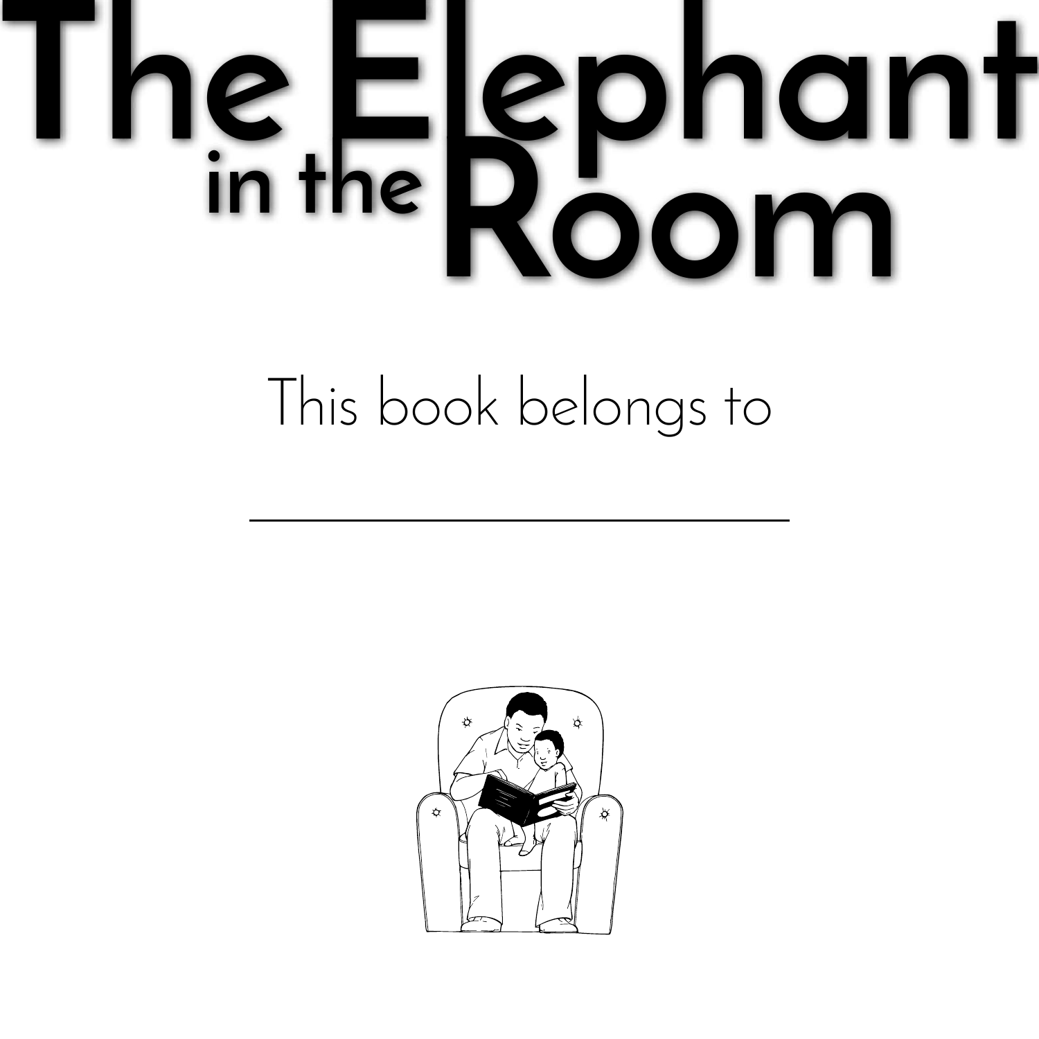# The Elephant in the Room

This book belongs to

\_\_\_\_\_\_\_\_\_\_\_\_\_\_\_\_\_\_\_\_\_\_\_\_\_\_\_\_\_\_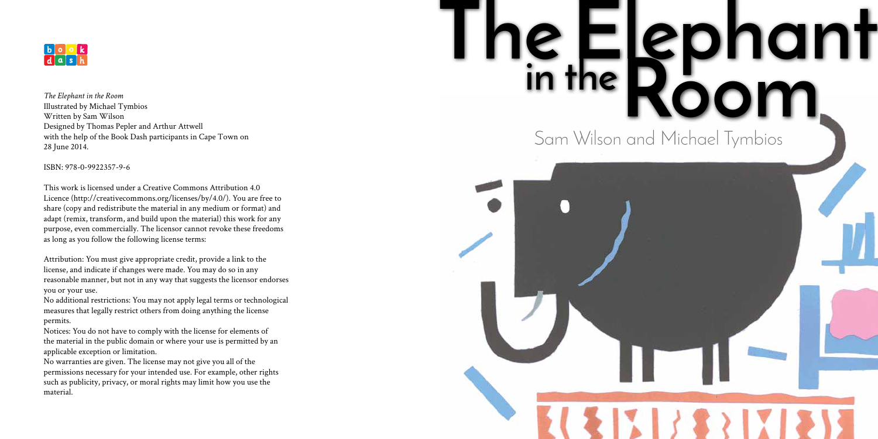*The Elephant in the Room*
Illustrated by Michael Tymbios
Written by Sam Wilson
Designed by Thomas Pepler and Arthur Attwell
with the help of the Book Dash participants in Cape Town on
28 June 2014.

ISBN: 978-0-9922357-9-6

This work is licensed under a Creative Commons Attribution 4.0 Licence (http://creativecommons.org/licenses/by/4.0/). You are free to share (copy and redistribute the material in any medium or format) and adapt (remix, transform, and build upon the material) this work for any purpose, even commercially. The licensor cannot revoke these freedoms as long as you follow the following license terms:

Attribution: You must give appropriate credit, provide a link to the license, and indicate if changes were made. You may do so in any reasonable manner, but not in any way that suggests the licensor endorses you or your use.
No additional restrictions: You may not apply legal terms or technological measures that legally restrict others from doing anything the license permits.
Notices: You do not have to comply with the license for elements of the material in the public domain or where your use is permitted by an applicable exception or limitation.
No warranties are given. The license may not give you all of the permissions necessary for your intended use. For example, other rights such as publicity, privacy, or moral rights may limit how you use the material.

# The Elephant in the Room

Sam Wilson and Michael Tymbios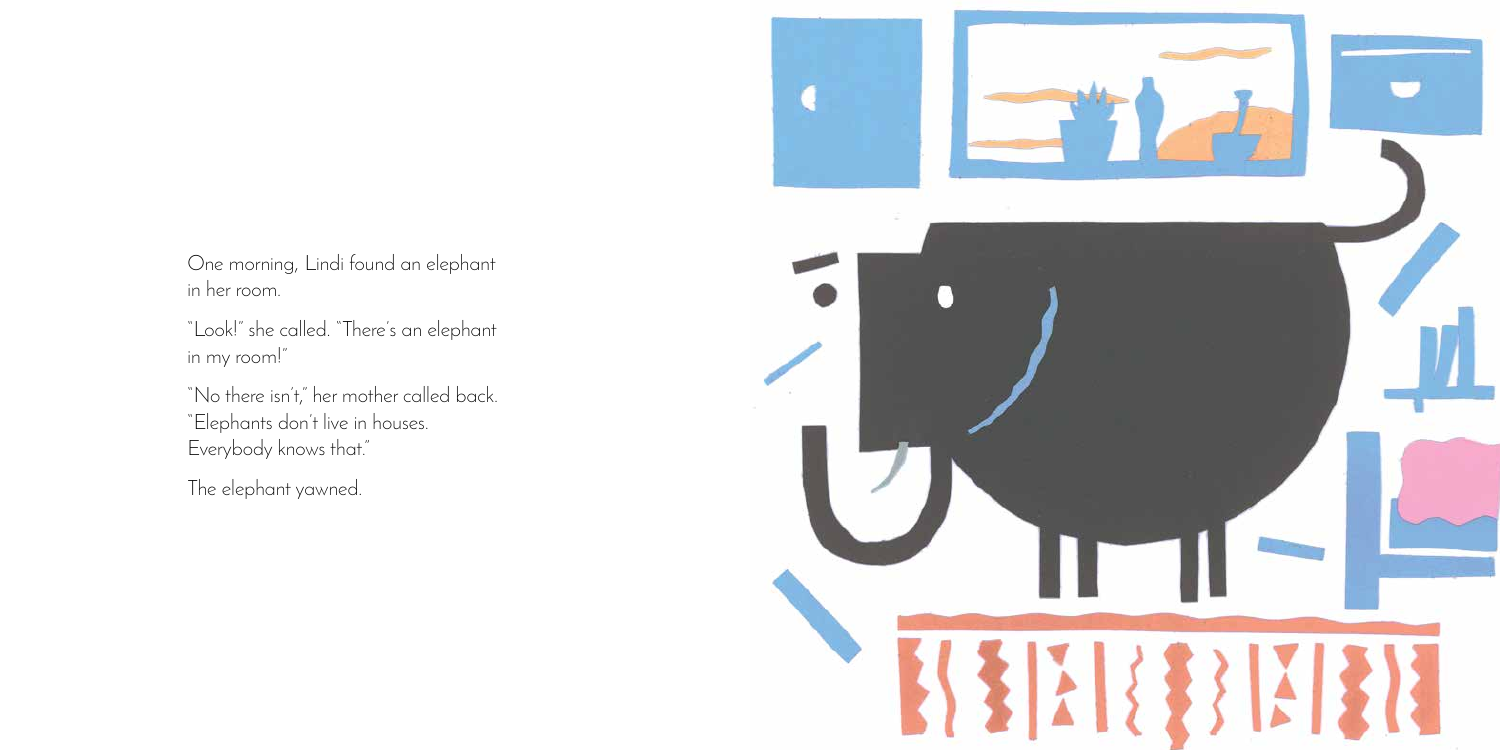One morning, Lindi found an elephant in her room.

"Look!" she called. "There's an elephant in my room!"

"No there isn't," her mother called back. "Elephants don't live in houses. Everybody knows that."

The elephant yawned.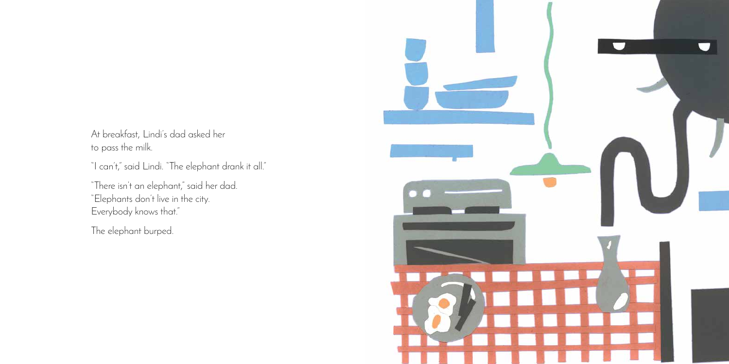At breakfast, Lindi's dad asked her to pass the milk.

"I can't," said Lindi. "The elephant drank it all."

"There isn't an elephant," said her dad. "Elephants don't live in the city. Everybody knows that."

The elephant burped.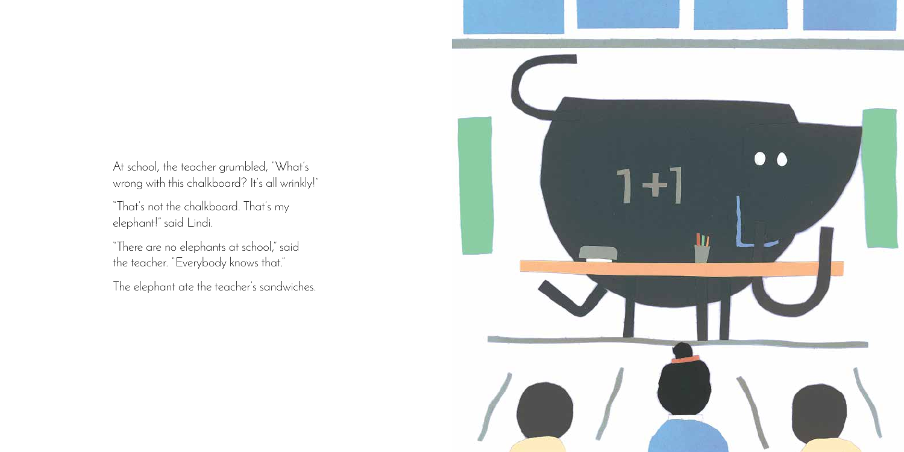At school, the teacher grumbled, "What's wrong with this chalkboard? It's all wrinkly!"

"That's not the chalkboard. That's my elephant!" said Lindi.

"There are no elephants at school," said the teacher. "Everybody knows that."

The elephant ate the teacher's sandwiches.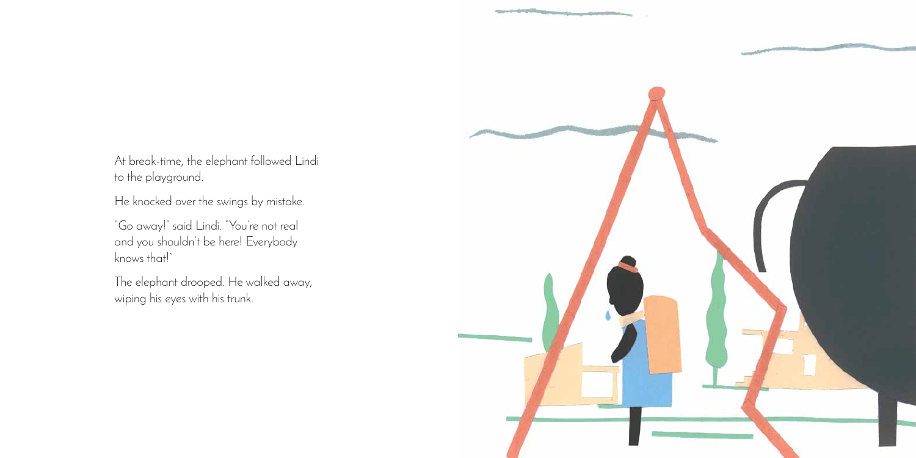At break-time, the elephant followed Lindi to the playground.

He knocked over the swings by mistake.

"Go away!" said Lindi. "You're not real and you shouldn't be here! Everybody knows that!"

The elephant drooped. He walked away, wiping his eyes with his trunk.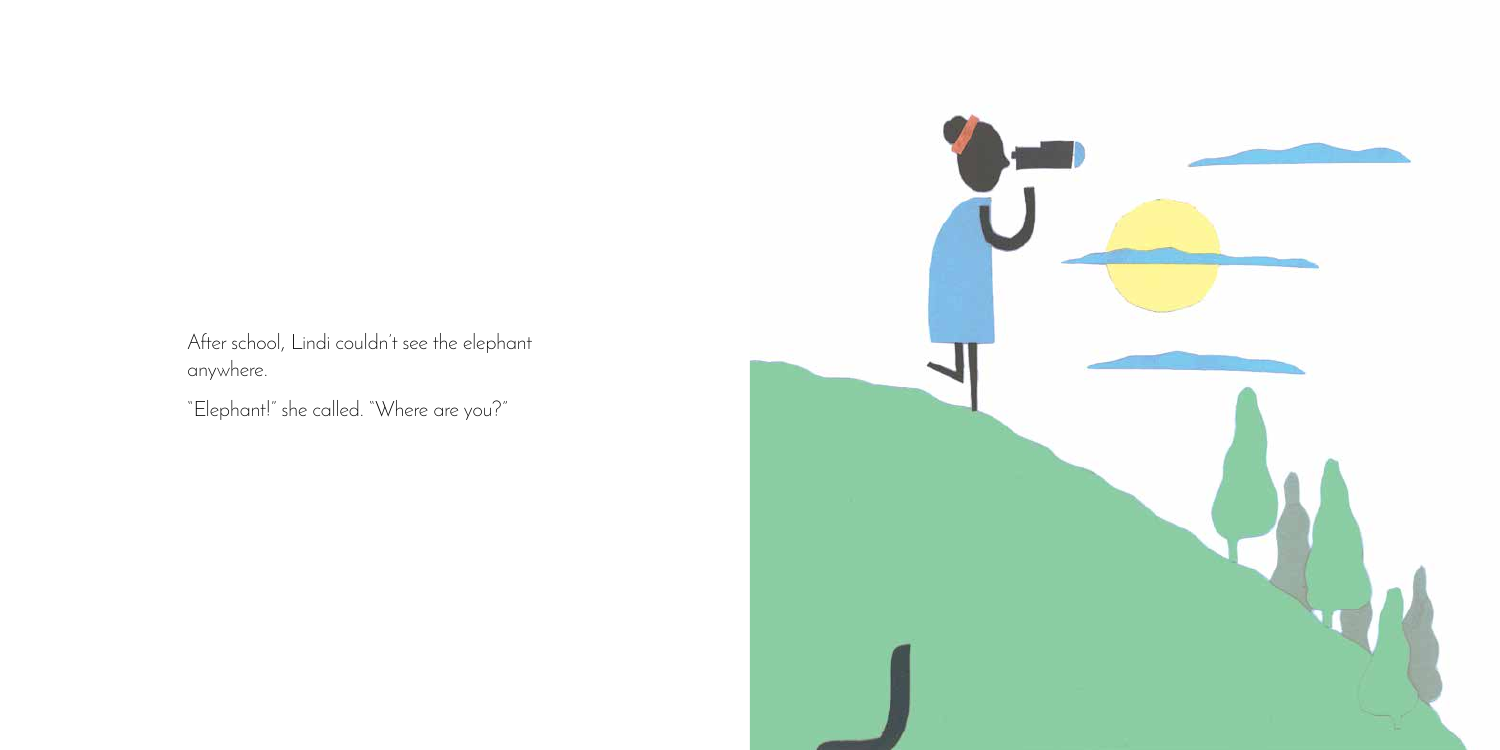After school, Lindi couldn't see the elephant anywhere.

"Elephant!" she called. "Where are you?"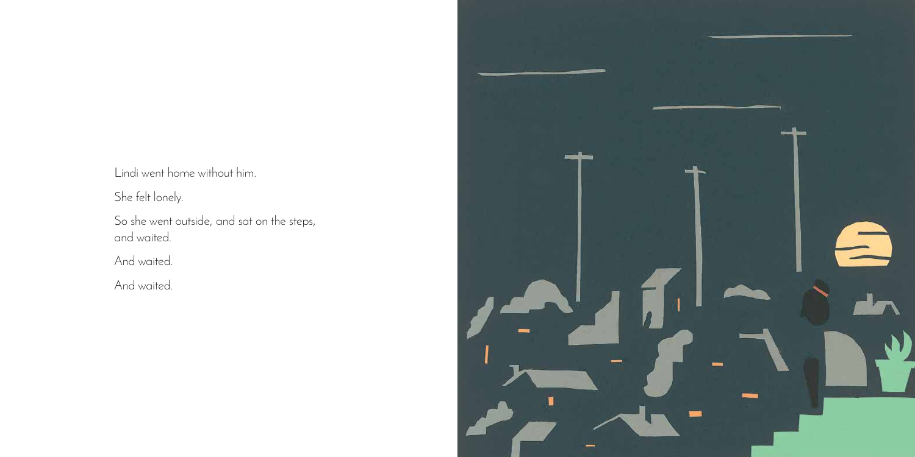Lindi went home without him.

She felt lonely.

So she went outside, and sat on the steps, and waited.

And waited.

And waited.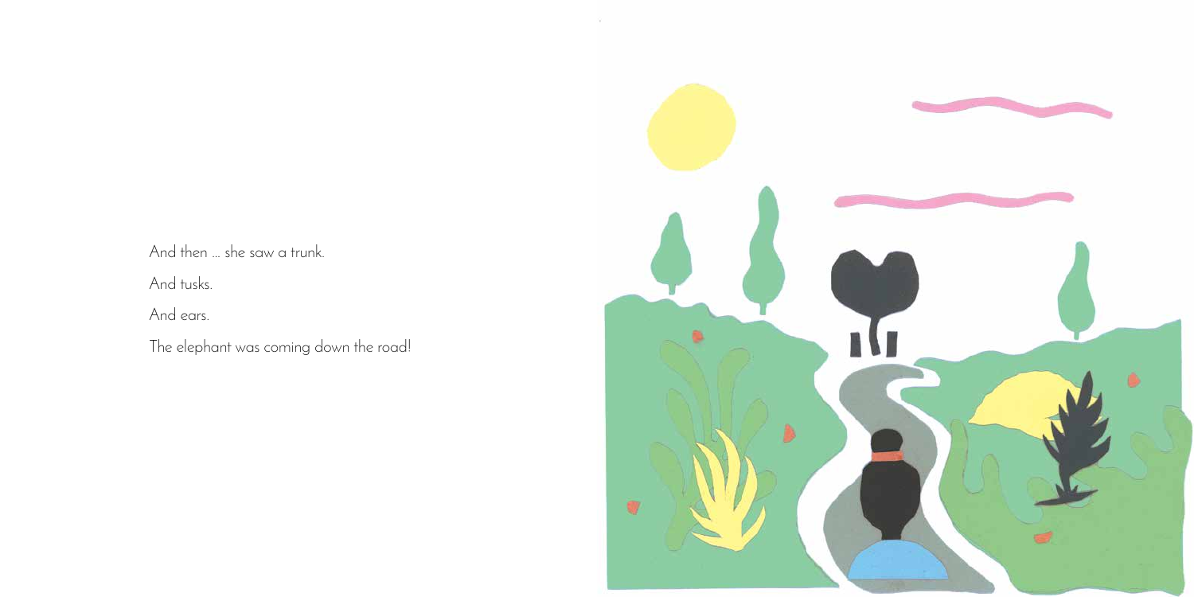And then … she saw a trunk.

And tusks.

And ears.

The elephant was coming down the road!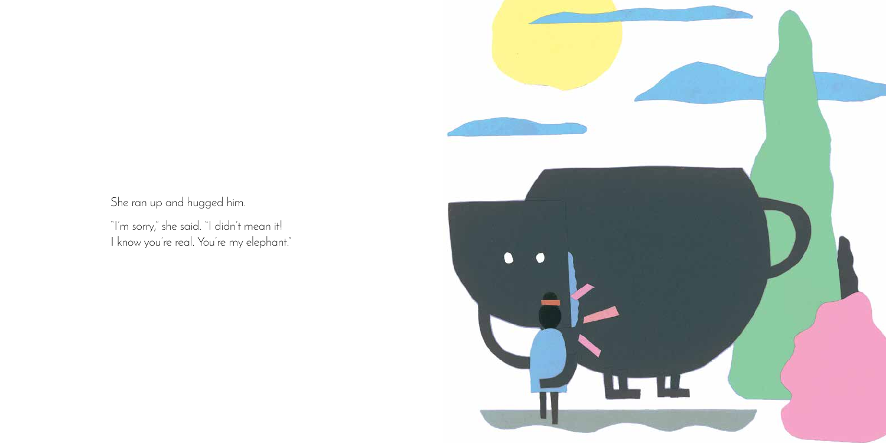She ran up and hugged him.

"I'm sorry," she said. "I didn't mean it!
I know you're real. You're my elephant."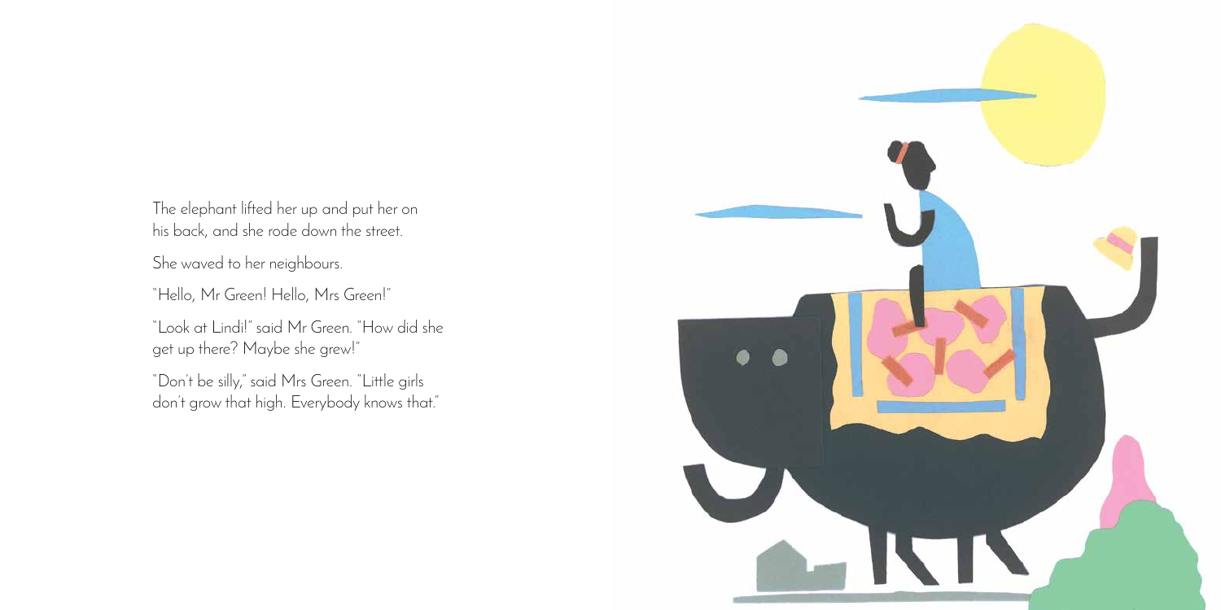The elephant lifted her up and put her on his back, and she rode down the street.

She waved to her neighbours.

"Hello, Mr Green! Hello, Mrs Green!"

"Look at Lindi!" said Mr Green. "How did she get up there? Maybe she grew!"

"Don't be silly," said Mrs Green. "Little girls don't grow that high. Everybody knows that."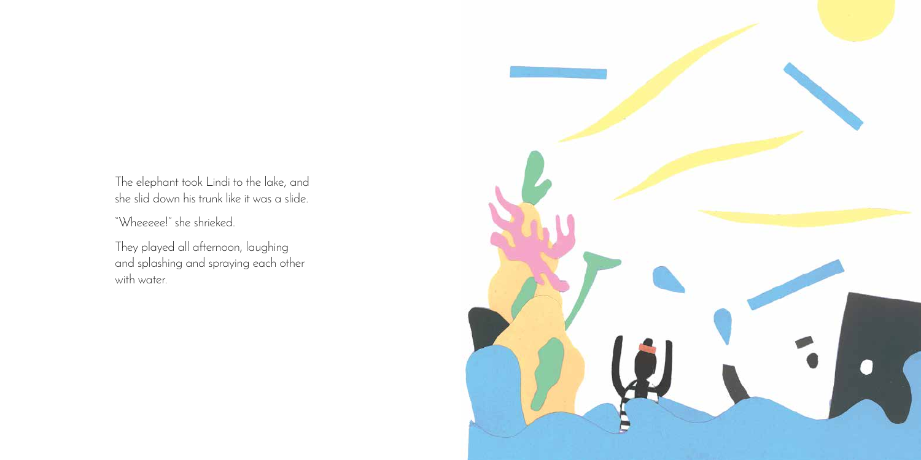The elephant took Lindi to the lake, and she slid down his trunk like it was a slide.

"Wheeeee!" she shrieked.

They played all afternoon, laughing and splashing and spraying each other with water.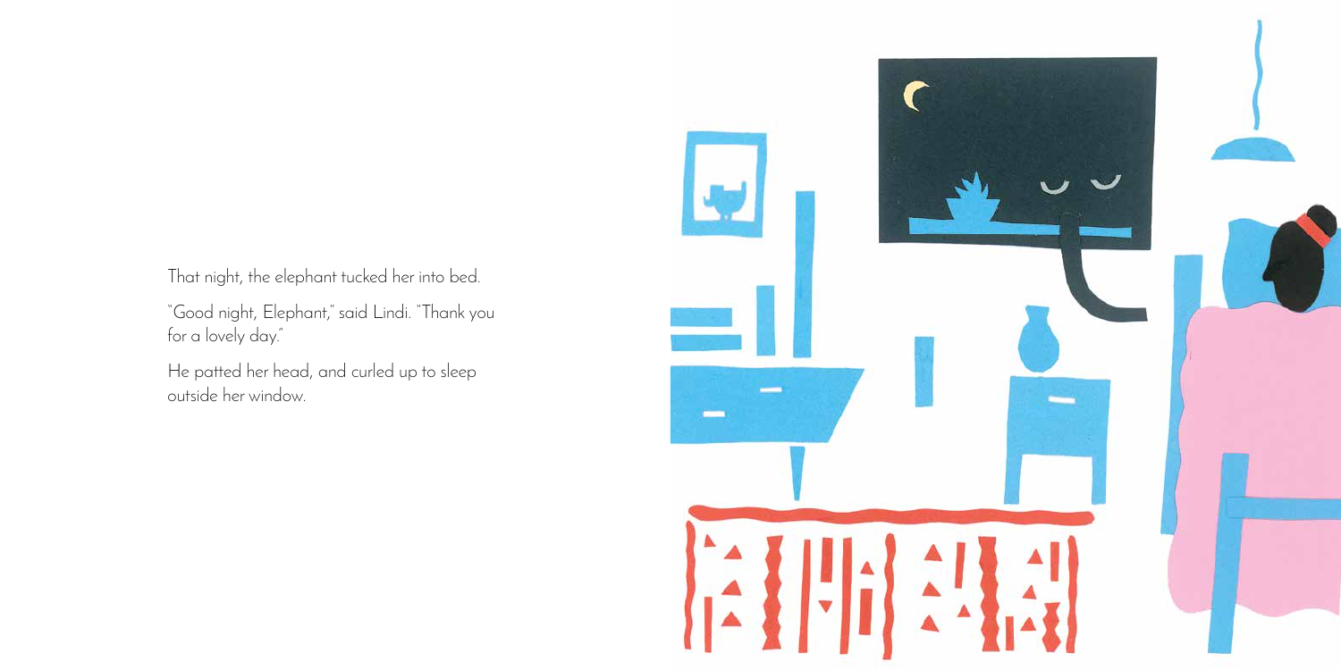That night, the elephant tucked her into bed.

"Good night, Elephant," said Lindi. "Thank you for a lovely day."

He patted her head, and curled up to sleep outside her window.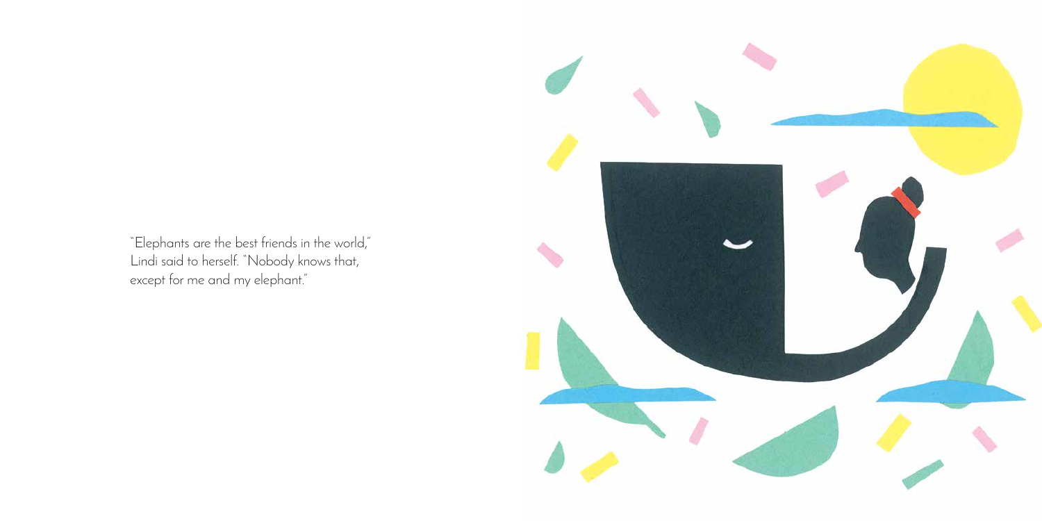"Elephants are the best friends in the world," Lindi said to herself. "Nobody knows that, except for me and my elephant."